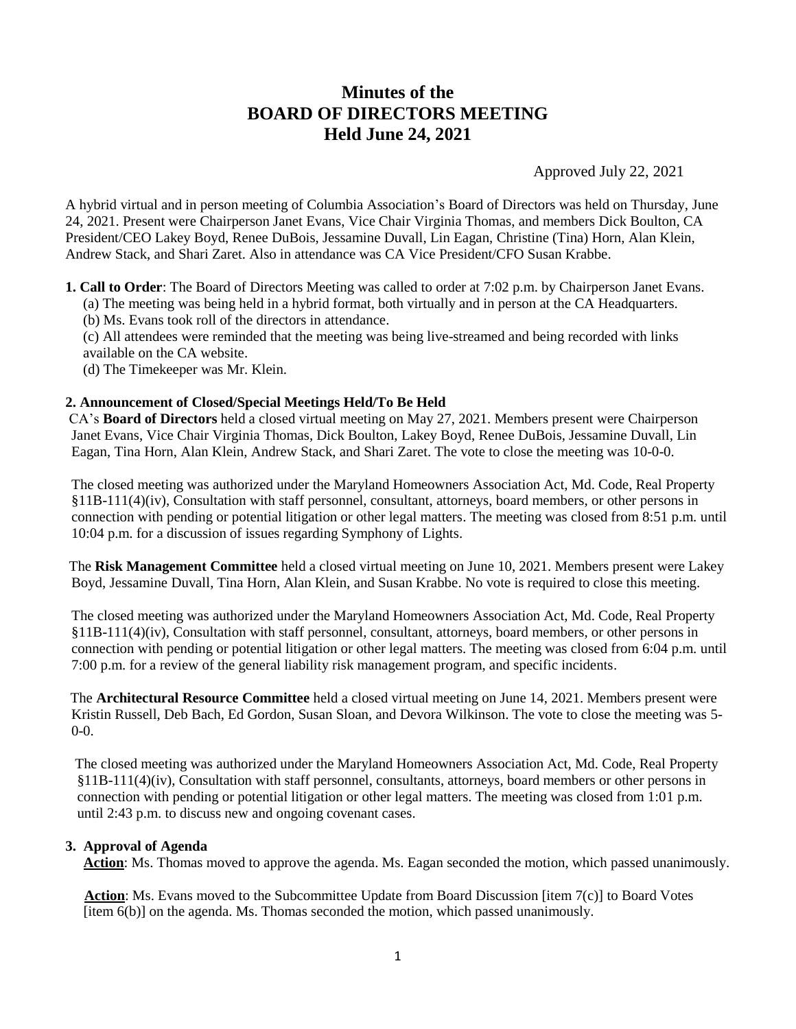# Minutes of the
# BOARD OF DIRECTORS MEETING
# Held June 24, 2021

Approved July 22, 2021

A hybrid virtual and in person meeting of Columbia Association's Board of Directors was held on Thursday, June 24, 2021. Present were Chairperson Janet Evans, Vice Chair Virginia Thomas, and members Dick Boulton, CA President/CEO Lakey Boyd, Renee DuBois, Jessamine Duvall, Lin Eagan, Christine (Tina) Horn, Alan Klein, Andrew Stack, and Shari Zaret. Also in attendance was CA Vice President/CFO Susan Krabbe.

**1. Call to Order**: The Board of Directors Meeting was called to order at 7:02 p.m. by Chairperson Janet Evans.

(a) The meeting was being held in a hybrid format, both virtually and in person at the CA Headquarters.

(b) Ms. Evans took roll of the directors in attendance.

(c) All attendees were reminded that the meeting was being live-streamed and being recorded with links available on the CA website.

(d) The Timekeeper was Mr. Klein.

**2. Announcement of Closed/Special Meetings Held/To Be Held**

CA's **Board of Directors** held a closed virtual meeting on May 27, 2021. Members present were Chairperson Janet Evans, Vice Chair Virginia Thomas, Dick Boulton, Lakey Boyd, Renee DuBois, Jessamine Duvall, Lin Eagan, Tina Horn, Alan Klein, Andrew Stack, and Shari Zaret. The vote to close the meeting was 10-0-0.

The closed meeting was authorized under the Maryland Homeowners Association Act, Md. Code, Real Property §11B-111(4)(iv), Consultation with staff personnel, consultant, attorneys, board members, or other persons in connection with pending or potential litigation or other legal matters. The meeting was closed from 8:51 p.m. until 10:04 p.m. for a discussion of issues regarding Symphony of Lights.

The **Risk Management Committee** held a closed virtual meeting on June 10, 2021. Members present were Lakey Boyd, Jessamine Duvall, Tina Horn, Alan Klein, and Susan Krabbe. No vote is required to close this meeting.

The closed meeting was authorized under the Maryland Homeowners Association Act, Md. Code, Real Property §11B-111(4)(iv), Consultation with staff personnel, consultant, attorneys, board members, or other persons in connection with pending or potential litigation or other legal matters. The meeting was closed from 6:04 p.m. until 7:00 p.m. for a review of the general liability risk management program, and specific incidents.

The **Architectural Resource Committee** held a closed virtual meeting on June 14, 2021. Members present were Kristin Russell, Deb Bach, Ed Gordon, Susan Sloan, and Devora Wilkinson. The vote to close the meeting was 5-0-0.

The closed meeting was authorized under the Maryland Homeowners Association Act, Md. Code, Real Property §11B-111(4)(iv), Consultation with staff personnel, consultants, attorneys, board members or other persons in connection with pending or potential litigation or other legal matters. The meeting was closed from 1:01 p.m. until 2:43 p.m. to discuss new and ongoing covenant cases.

**3. Approval of Agenda**

**Action**: Ms. Thomas moved to approve the agenda. Ms. Eagan seconded the motion, which passed unanimously.

**Action**: Ms. Evans moved to the Subcommittee Update from Board Discussion [item 7(c)] to Board Votes [item 6(b)] on the agenda. Ms. Thomas seconded the motion, which passed unanimously.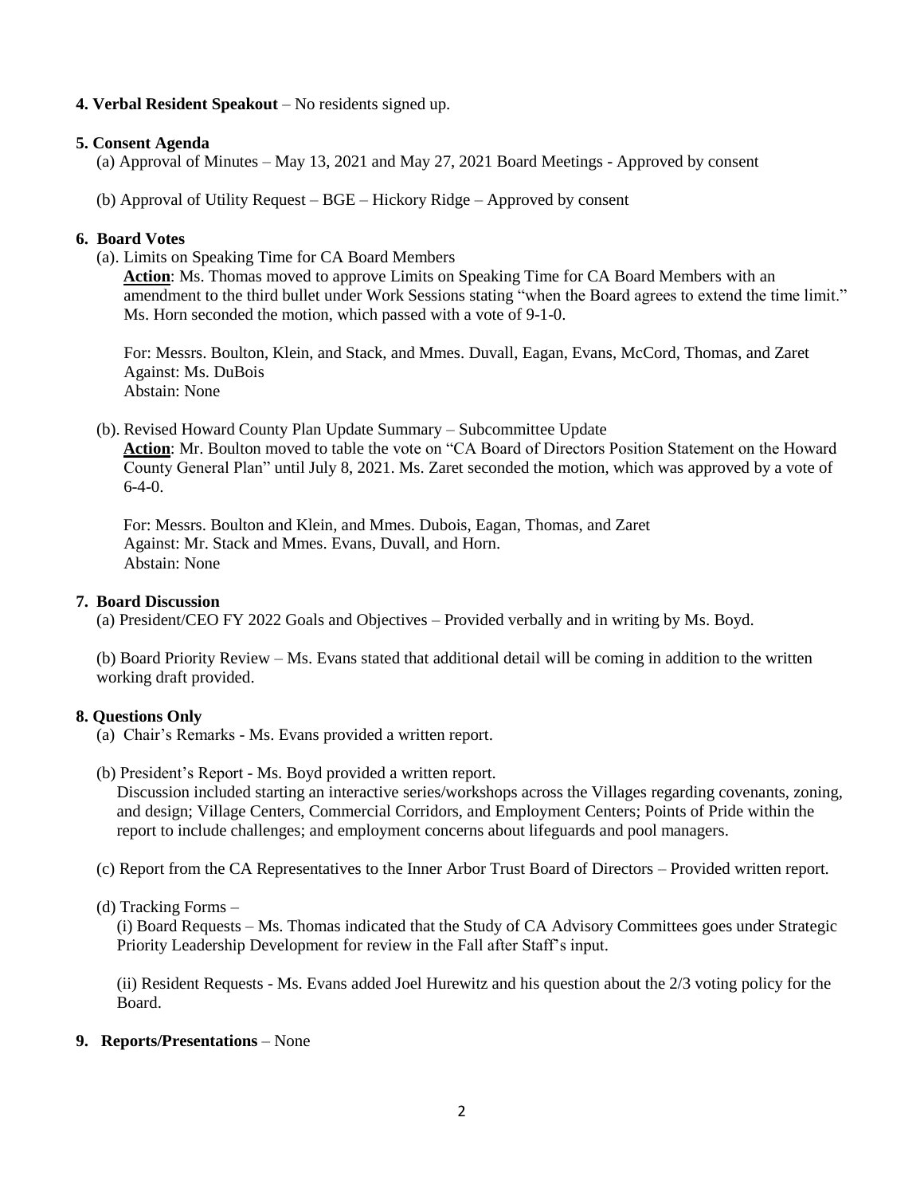**4. Verbal Resident Speakout** – No residents signed up.

**5. Consent Agenda**

(a) Approval of Minutes – May 13, 2021 and May 27, 2021 Board Meetings - Approved by consent

(b) Approval of Utility Request – BGE – Hickory Ridge – Approved by consent

**6. Board Votes**

(a). Limits on Speaking Time for CA Board Members

**Action**: Ms. Thomas moved to approve Limits on Speaking Time for CA Board Members with an amendment to the third bullet under Work Sessions stating "when the Board agrees to extend the time limit." Ms. Horn seconded the motion, which passed with a vote of 9-1-0.

For: Messrs. Boulton, Klein, and Stack, and Mmes. Duvall, Eagan, Evans, McCord, Thomas, and Zaret
Against: Ms. DuBois
Abstain: None

(b). Revised Howard County Plan Update Summary – Subcommittee Update

**Action**: Mr. Boulton moved to table the vote on "CA Board of Directors Position Statement on the Howard County General Plan" until July 8, 2021. Ms. Zaret seconded the motion, which was approved by a vote of 6-4-0.

For: Messrs. Boulton and Klein, and Mmes. Dubois, Eagan, Thomas, and Zaret
Against: Mr. Stack and Mmes. Evans, Duvall, and Horn.
Abstain: None

**7. Board Discussion**

(a) President/CEO FY 2022 Goals and Objectives – Provided verbally and in writing by Ms. Boyd.

(b) Board Priority Review – Ms. Evans stated that additional detail will be coming in addition to the written working draft provided.

**8. Questions Only**

(a) Chair's Remarks - Ms. Evans provided a written report.

(b) President's Report - Ms. Boyd provided a written report.
Discussion included starting an interactive series/workshops across the Villages regarding covenants, zoning, and design; Village Centers, Commercial Corridors, and Employment Centers; Points of Pride within the report to include challenges; and employment concerns about lifeguards and pool managers.

(c) Report from the CA Representatives to the Inner Arbor Trust Board of Directors – Provided written report.

(d) Tracking Forms –

(i) Board Requests – Ms. Thomas indicated that the Study of CA Advisory Committees goes under Strategic Priority Leadership Development for review in the Fall after Staff's input.

(ii) Resident Requests - Ms. Evans added Joel Hurewitz and his question about the 2/3 voting policy for the Board.

**9. Reports/Presentations** – None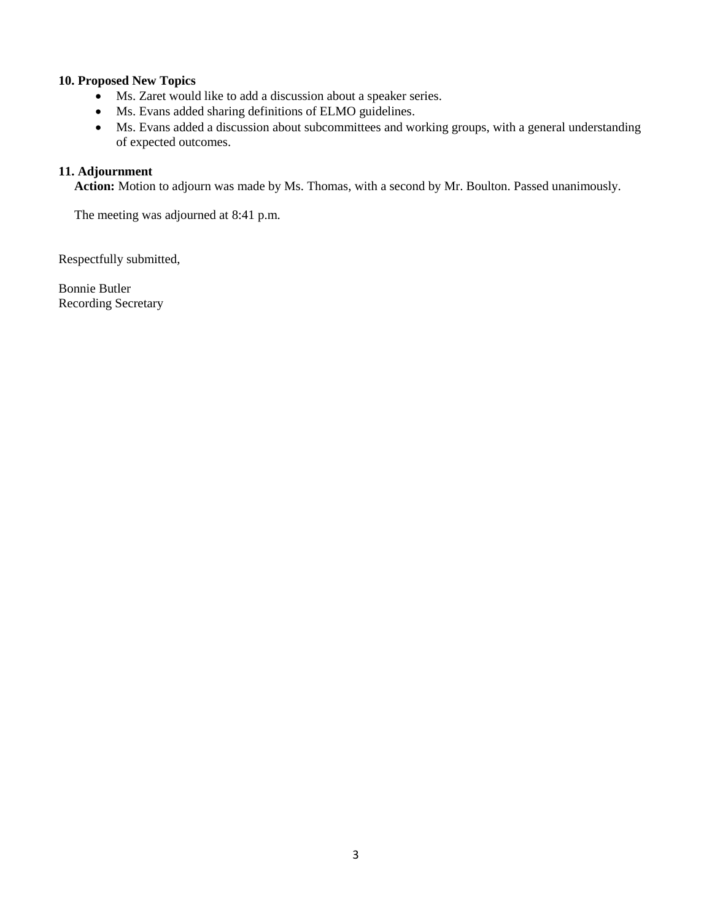**10. Proposed New Topics**

- Ms. Zaret would like to add a discussion about a speaker series.
- Ms. Evans added sharing definitions of ELMO guidelines.
- Ms. Evans added a discussion about subcommittees and working groups, with a general understanding of expected outcomes.

**11. Adjournment**

**Action:** Motion to adjourn was made by Ms. Thomas, with a second by Mr. Boulton. Passed unanimously.

The meeting was adjourned at 8:41 p.m.

Respectfully submitted,

Bonnie Butler
Recording Secretary